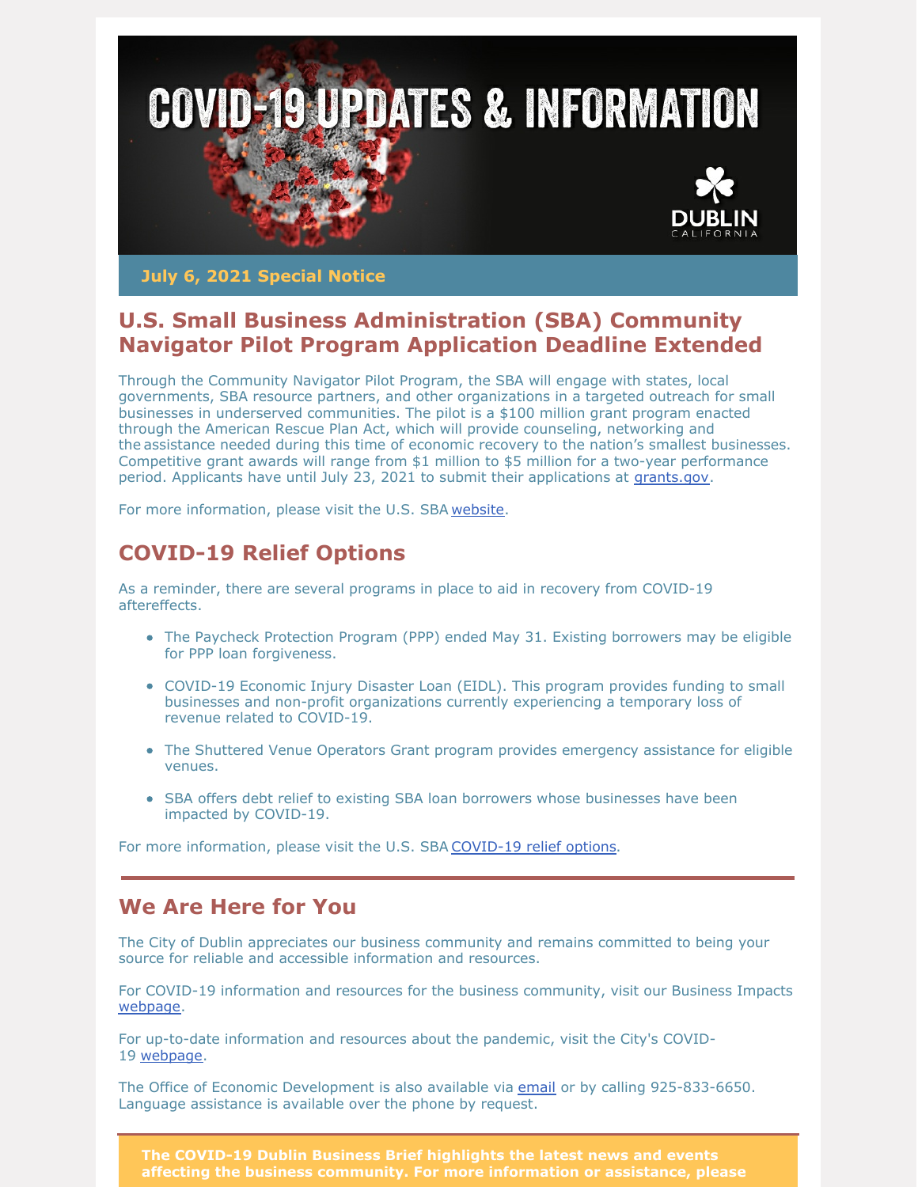# COVID-19 UPDATES & INFORMATION

DUBLIN CALIFORNIA

**July 6, 2021 Special Notice**

## U.S. Small Business Administration (SBA) Community Navigator Pilot Program Application Deadline Extended

Through the Community Navigator Pilot Program, the SBA will engage with states, local governments, SBA resource partners, and other organizations in a targeted outreach for small businesses in underserved communities. The pilot is a $100 million grant program enacted through the American Rescue Plan Act, which will provide counseling, networking and the assistance needed during this time of economic recovery to the nation's smallest businesses. Competitive grant awards will range from $1 million to $5 million for a two-year performance period. Applicants have until July 23, 2021 to submit their applications at grants.gov.

For more information, please visit the U.S. SBA website.

## COVID-19 Relief Options

As a reminder, there are several programs in place to aid in recovery from COVID-19 aftereffects.

- The Paycheck Protection Program (PPP) ended May 31. Existing borrowers may be eligible for PPP loan forgiveness.
- COVID-19 Economic Injury Disaster Loan (EIDL). This program provides funding to small businesses and non-profit organizations currently experiencing a temporary loss of revenue related to COVID-19.
- The Shuttered Venue Operators Grant program provides emergency assistance for eligible venues.
- SBA offers debt relief to existing SBA loan borrowers whose businesses have been impacted by COVID-19.

For more information, please visit the U.S. SBA COVID-19 relief options.

## We Are Here for You

The City of Dublin appreciates our business community and remains committed to being your source for reliable and accessible information and resources.

For COVID-19 information and resources for the business community, visit our Business Impacts webpage.

For up-to-date information and resources about the pandemic, visit the City's COVID-19 webpage.

The Office of Economic Development is also available via email or by calling 925-833-6650. Language assistance is available over the phone by request.

**The COVID-19 Dublin Business Brief highlights the latest news and events affecting the business community. For more information or assistance, please**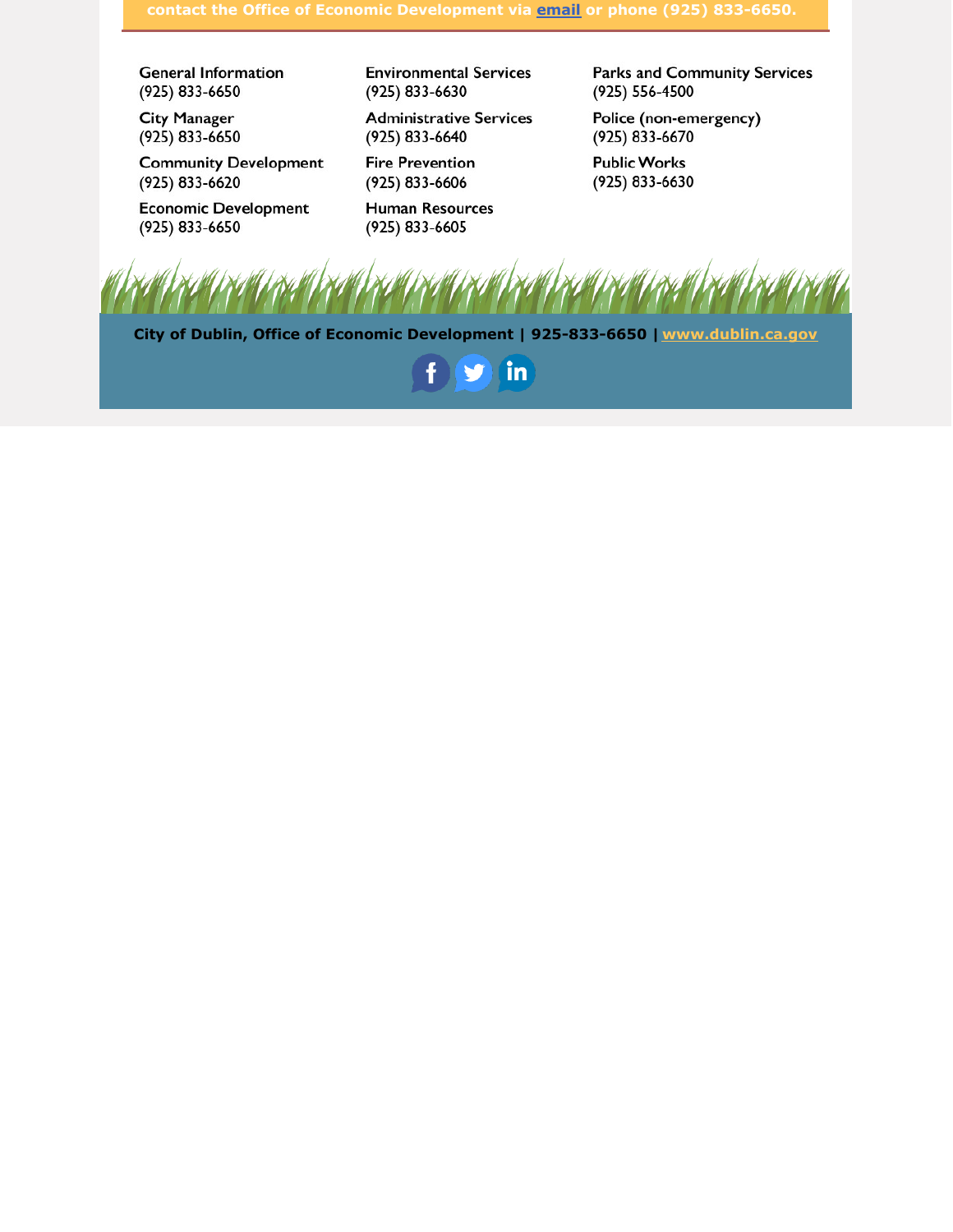**contact the Office of Economic Development via email or phone (925) 833-6650.**

General Information
(925) 833-6650

City Manager
(925) 833-6650

Community Development
(925) 833-6620

Economic Development
(925) 833-6650

Environmental Services
(925) 833-6630

Administrative Services
(925) 833-6640

Fire Prevention
(925) 833-6606

Human Resources
(925) 833-6605

Parks and Community Services
(925) 556-4500

Police (non-emergency)
(925) 833-6670

Public Works
(925) 833-6630

**City of Dublin, Office of Economic Development | 925-833-6650 | www.dublin.ca.gov**